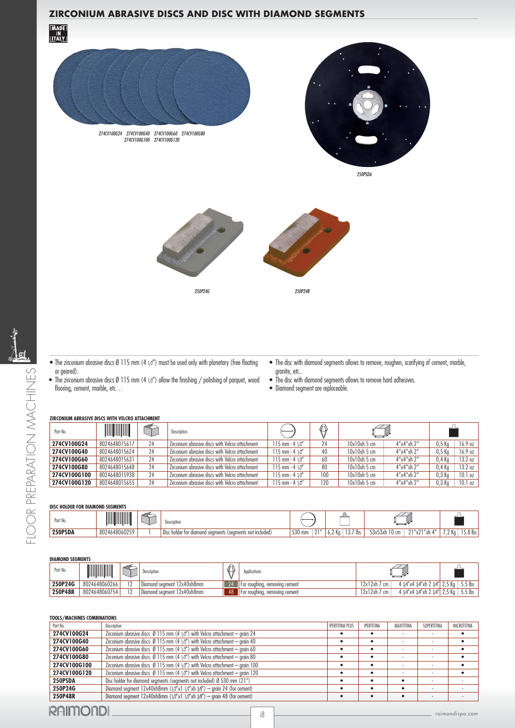# ZIRCONIUM ABRASIVE DISCS AND DISC WITH DIAMOND SEGMENTS

MADE IN ITALY

*274CV100G24 274CV100G40 274CV100G60 274CV100G80 274CV100G100 274CV100G120*

*250PSDA*

*250P24G*

*250P24R*

- The zirconium abrasive discs Ø 115 mm (4 1/2") must be used only with planetary (free floating or geared).
- The zirconium abrasive discs Ø 115 mm (4 1/2") allow the finishing / polishing of parquet, wood flooring, cement, marble, etc…
- The disc with diamond segments allows to remove, roughen, scarifying of cement, marble, granite, etc..
- The disc with diamond segments allows to remove hard adhesives.
- Diamond segment are replaceable.

### ZIRCONIUM ABRASIVE DISCS WITH VELCRO ATTACHMENT

| Part No. | Barcode | Pcs | Description | Diameter | Grain | Dimensions | | Weight | |
|---|---|---|---|---|---|---|---|---|---|
| 274CV100G24 | 8024648015617 | 24 | Zirconium abrasive discs with Velcro attachment | 115 mm - 4 1/2" | 24 | 10x10xh 5 cm | 4"x4"xh 2" | 0,5 Kg | 16.9 oz |
| 274CV100G40 | 8024648015624 | 24 | Zirconium abrasive discs with Velcro attachment | 115 mm - 4 1/2" | 40 | 10x10xh 5 cm | 4"x4"xh 2" | 0,5 Kg | 16.9 oz |
| 274CV100G60 | 8024648015631 | 24 | Zirconium abrasive discs with Velcro attachment | 115 mm - 4 1/2" | 60 | 10x10xh 5 cm | 4"x4"xh 2" | 0,4 Kg | 13.2 oz |
| 274CV100G80 | 8024648015648 | 24 | Zirconium abrasive discs with Velcro attachment | 115 mm - 4 1/2" | 80 | 10x10xh 5 cm | 4"x4"xh 2" | 0,4 Kg | 13.2 oz |
| 274CV100G100 | 8024648015938 | 24 | Zirconium abrasive discs with Velcro attachment | 115 mm - 4 1/2" | 100 | 10x10xh 5 cm | 4"x4"xh 2" | 0,3 Kg | 10.1 oz |
| 274CV100G120 | 8024648015655 | 24 | Zirconium abrasive discs with Velcro attachment | 115 mm - 4 1/2" | 120 | 10x10xh 5 cm | 4"x4"xh 2" | 0,3 Kg | 10.1 oz |

### DISC HOLDER FOR DIAMOND SEGMENTS

| Part No. | Barcode | Pcs | Description | Diameter | | Weight | | Dimensions | | Weight | |
|---|---|---|---|---|---|---|---|---|---|---|---|
| 250PSDA | 8024648060259 | 1 | Disc holder for diamond segments (segments not included) | 530 mm | 21" | 6,2 Kg | 13.7 lbs | 53x53xh 10 cm | 21"x21"xh 4" | 7,2 Kg | 15.8 lbs |

### DIAMOND SEGMENTS

| Part No. | Barcode | Pcs | Description | Grain | Applications | Dimensions | | Weight | |
|---|---|---|---|---|---|---|---|---|---|
| 250P24G | 8024648060266 | 12 | Diamond segment 12x40xh8mm | 24 | For roughing, removing cement | 12x12xh 7 cm | 4 3/4"x4 3/4"xh 2 3/4" | 2,5 Kg | 5.5 lbs |
| 250P48R | 8024648060754 | 12 | Diamond segment 12x40xh8mm | 48 | For roughing, removing cement | 12x12xh 7 cm | 4 3/4"x4 3/4"xh 2 3/4" | 2,5 Kg | 5.5 lbs |

### TOOLS/MACHINES COMBINATIONS

| Part No. | Description | IPERTITINA PLUS | IPERTITINA | MAXITITINA | SUPERTITINA | MICROTITINA |
|---|---|---|---|---|---|---|
| 274CV100G24 | Zirconium abrasive discs Ø 115 mm (4 1/2") with Velcro attachment – grain 24 | • | • | - | - | • |
| 274CV100G40 | Zirconium abrasive discs Ø 115 mm (4 1/2") with Velcro attachment – grain 40 | • | • | - | - | • |
| 274CV100G60 | Zirconium abrasive discs Ø 115 mm (4 1/2") with Velcro attachment – grain 60 | • | • | - | - | • |
| 274CV100G80 | Zirconium abrasive discs Ø 115 mm (4 1/2") with Velcro attachment – grain 80 | • | • | - | - | • |
| 274CV100G100 | Zirconium abrasive discs Ø 115 mm (4 1/2") with Velcro attachment – grain 100 | • | • | - | - | • |
| 274CV100G120 | Zirconium abrasive discs Ø 115 mm (4 1/2") with Velcro attachment – grain 120 | • | • | - | - | • |
| 250PSDA | Disc holder for diamond segments (segments not included) Ø 530 mm (21") | • | • | • | - | - |
| 250P24G | Diamond segment 12x40xh8mm (1/2"x1 1/2"xh 3/8") – grain 24 (for cement) | • | • | • | - | - |
| 250P48R | Diamond segment 12x40xh8mm (1/2"x1 1/2"xh 3/8") – grain 48 (for cement) | • | • | • | - | - |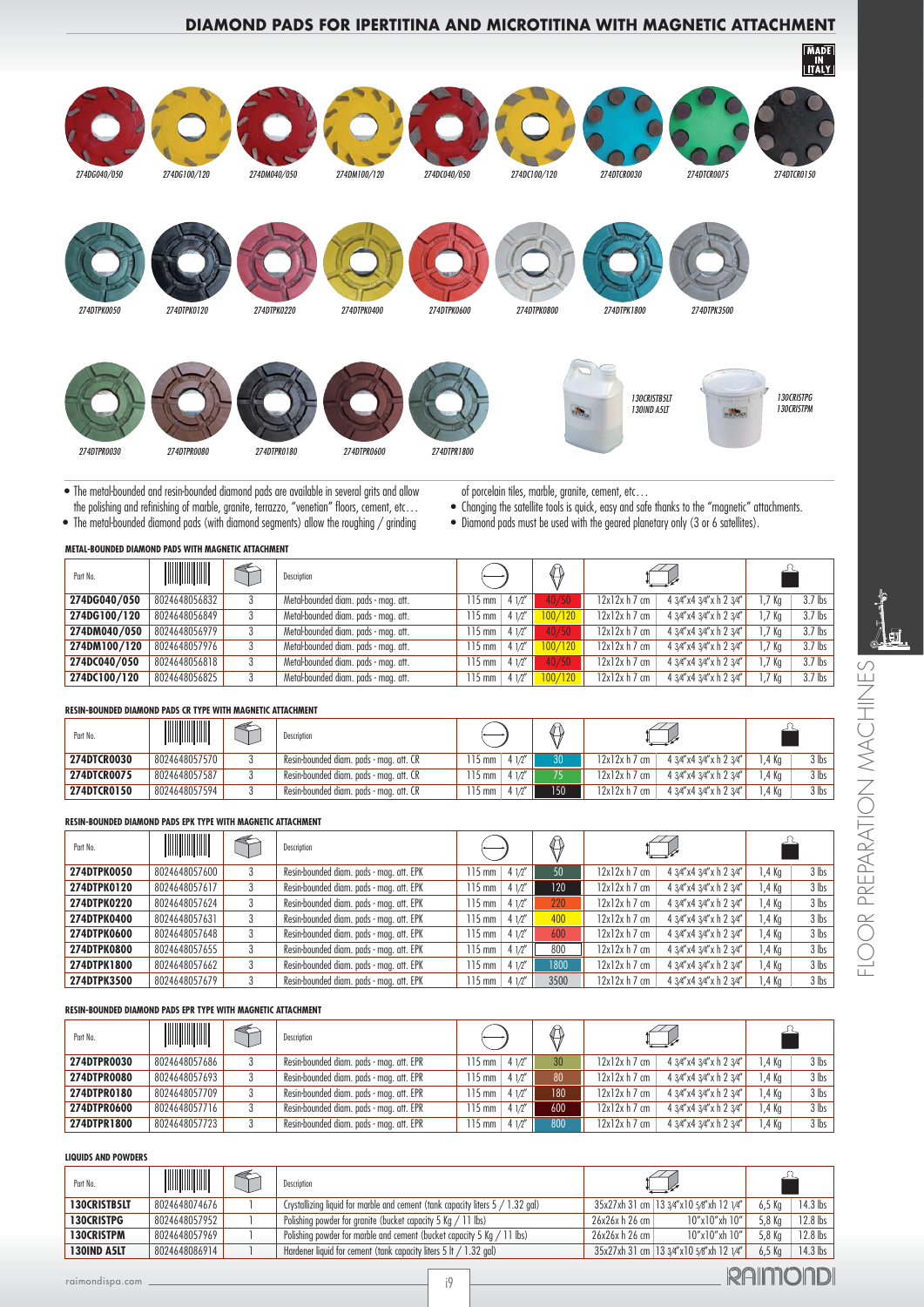# DIAMOND PADS FOR IPERTITINA AND MICROTITINA WITH MAGNETIC ATTACHMENT

MADE IN ITALY

274DG040/050 274DG100/120 274DM040/050 274DM100/120 274DC040/050 274DC100/120 274DTCR0030 274DTCR0075 274DTCR0150

274DTPK0050 274DTPK0120 274DTPK0220 274DTPK0400 274DTPK0600 274DTPK0800 274DTPK1800 274DTPK3500

274DTPR0030 274DTPR0080 274DTPR0180 274DTPR0600 274DTPR1800

130CRISTB5LT
130IND A5LT

130CRISTPG
130CRISTPM

- The metal-bounded and resin-bounded diamond pads are available in several grits and allow the polishing and refinishing of marble, granite, terrazzo, "venetian" floors, cement, etc…
- The metal-bounded diamond pads (with diamond segments) allow the roughing / grinding of porcelain tiles, marble, granite, cement, etc…
- Changing the satellite tools is quick, easy and safe thanks to the "magnetic" attachments.
- Diamond pads must be used with the geared planetary only (3 or 6 satellites).

### METAL-BOUNDED DIAMOND PADS WITH MAGNETIC ATTACHMENT

| Part No. | Barcode | Qty | Description | Diameter | | Grit | Dimensions | | Weight | |
|---|---|---|---|---|---|---|---|---|---|---|
| 274DG040/050 | 8024648056832 | 3 | Metal-bounded diam. pads - mag. att. | 115 mm | 4 1/2" | 40/50 | 12x12x h 7 cm | 4 3/4"x4 3/4"x h 2 3/4" | 1,7 Kg | 3.7 lbs |
| 274DG100/120 | 8024648056849 | 3 | Metal-bounded diam. pads - mag. att. | 115 mm | 4 1/2" | 100/120 | 12x12x h 7 cm | 4 3/4"x4 3/4"x h 2 3/4" | 1,7 Kg | 3.7 lbs |
| 274DM040/050 | 8024648056979 | 3 | Metal-bounded diam. pads - mag. att. | 115 mm | 4 1/2" | 40/50 | 12x12x h 7 cm | 4 3/4"x4 3/4"x h 2 3/4" | 1,7 Kg | 3.7 lbs |
| 274DM100/120 | 8024648057976 | 3 | Metal-bounded diam. pads - mag. att. | 115 mm | 4 1/2" | 100/120 | 12x12x h 7 cm | 4 3/4"x4 3/4"x h 2 3/4" | 1,7 Kg | 3.7 lbs |
| 274DC040/050 | 8024648056818 | 3 | Metal-bounded diam. pads - mag. att. | 115 mm | 4 1/2" | 40/50 | 12x12x h 7 cm | 4 3/4"x4 3/4"x h 2 3/4" | 1,7 Kg | 3.7 lbs |
| 274DC100/120 | 8024648056825 | 3 | Metal-bounded diam. pads - mag. att. | 115 mm | 4 1/2" | 100/120 | 12x12x h 7 cm | 4 3/4"x4 3/4"x h 2 3/4" | 1,7 Kg | 3.7 lbs |

### RESIN-BOUNDED DIAMOND PADS CR TYPE WITH MAGNETIC ATTACHMENT

| Part No. | Barcode | Qty | Description | Diameter | | Grit | Dimensions | | Weight | |
|---|---|---|---|---|---|---|---|---|---|---|
| 274DTCR0030 | 8024648057570 | 3 | Resin-bounded diam. pads - mag. att. CR | 115 mm | 4 1/2" | 30 | 12x12x h 7 cm | 4 3/4"x4 3/4"x h 2 3/4" | 1,4 Kg | 3 lbs |
| 274DTCR0075 | 8024648057587 | 3 | Resin-bounded diam. pads - mag. att. CR | 115 mm | 4 1/2" | 75 | 12x12x h 7 cm | 4 3/4"x4 3/4"x h 2 3/4" | 1,4 Kg | 3 lbs |
| 274DTCR0150 | 8024648057594 | 3 | Resin-bounded diam. pads - mag. att. CR | 115 mm | 4 1/2" | 150 | 12x12x h 7 cm | 4 3/4"x4 3/4"x h 2 3/4" | 1,4 Kg | 3 lbs |

### RESIN-BOUNDED DIAMOND PADS EPK TYPE WITH MAGNETIC ATTACHMENT

| Part No. | Barcode | Qty | Description | Diameter | | Grit | Dimensions | | Weight | |
|---|---|---|---|---|---|---|---|---|---|---|
| 274DTPK0050 | 8024648057600 | 3 | Resin-bounded diam. pads - mag. att. EPK | 115 mm | 4 1/2" | 50 | 12x12x h 7 cm | 4 3/4"x4 3/4"x h 2 3/4" | 1,4 Kg | 3 lbs |
| 274DTPK0120 | 8024648057617 | 3 | Resin-bounded diam. pads - mag. att. EPK | 115 mm | 4 1/2" | 120 | 12x12x h 7 cm | 4 3/4"x4 3/4"x h 2 3/4" | 1,4 Kg | 3 lbs |
| 274DTPK0220 | 8024648057624 | 3 | Resin-bounded diam. pads - mag. att. EPK | 115 mm | 4 1/2" | 220 | 12x12x h 7 cm | 4 3/4"x4 3/4"x h 2 3/4" | 1,4 Kg | 3 lbs |
| 274DTPK0400 | 8024648057631 | 3 | Resin-bounded diam. pads - mag. att. EPK | 115 mm | 4 1/2" | 400 | 12x12x h 7 cm | 4 3/4"x4 3/4"x h 2 3/4" | 1,4 Kg | 3 lbs |
| 274DTPK0600 | 8024648057648 | 3 | Resin-bounded diam. pads - mag. att. EPK | 115 mm | 4 1/2" | 600 | 12x12x h 7 cm | 4 3/4"x4 3/4"x h 2 3/4" | 1,4 Kg | 3 lbs |
| 274DTPK0800 | 8024648057655 | 3 | Resin-bounded diam. pads - mag. att. EPK | 115 mm | 4 1/2" | 800 | 12x12x h 7 cm | 4 3/4"x4 3/4"x h 2 3/4" | 1,4 Kg | 3 lbs |
| 274DTPK1800 | 8024648057662 | 3 | Resin-bounded diam. pads - mag. att. EPK | 115 mm | 4 1/2" | 1800 | 12x12x h 7 cm | 4 3/4"x4 3/4"x h 2 3/4" | 1,4 Kg | 3 lbs |
| 274DTPK3500 | 8024648057679 | 3 | Resin-bounded diam. pads - mag. att. EPK | 115 mm | 4 1/2" | 3500 | 12x12x h 7 cm | 4 3/4"x4 3/4"x h 2 3/4" | 1,4 Kg | 3 lbs |

### RESIN-BOUNDED DIAMOND PADS EPR TYPE WITH MAGNETIC ATTACHMENT

| Part No. | Barcode | Qty | Description | Diameter | | Grit | Dimensions | | Weight | |
|---|---|---|---|---|---|---|---|---|---|---|
| 274DTPR0030 | 8024648057686 | 3 | Resin-bounded diam. pads - mag. att. EPR | 115 mm | 4 1/2" | 30 | 12x12x h 7 cm | 4 3/4"x4 3/4"x h 2 3/4" | 1,4 Kg | 3 lbs |
| 274DTPR0080 | 8024648057693 | 3 | Resin-bounded diam. pads - mag. att. EPR | 115 mm | 4 1/2" | 80 | 12x12x h 7 cm | 4 3/4"x4 3/4"x h 2 3/4" | 1,4 Kg | 3 lbs |
| 274DTPR0180 | 8024648057709 | 3 | Resin-bounded diam. pads - mag. att. EPR | 115 mm | 4 1/2" | 180 | 12x12x h 7 cm | 4 3/4"x4 3/4"x h 2 3/4" | 1,4 Kg | 3 lbs |
| 274DTPR0600 | 8024648057716 | 3 | Resin-bounded diam. pads - mag. att. EPR | 115 mm | 4 1/2" | 600 | 12x12x h 7 cm | 4 3/4"x4 3/4"x h 2 3/4" | 1,4 Kg | 3 lbs |
| 274DTPR1800 | 8024648057723 | 3 | Resin-bounded diam. pads - mag. att. EPR | 115 mm | 4 1/2" | 800 | 12x12x h 7 cm | 4 3/4"x4 3/4"x h 2 3/4" | 1,4 Kg | 3 lbs |

### LIQUIDS AND POWDERS

| Part No. | Barcode | Qty | Description | Dimensions | | Weight | |
|---|---|---|---|---|---|---|---|
| 130CRISTB5LT | 8024648074676 | 1 | Crystallizing liquid for marble and cement (tank capacity liters 5 / 1.32 gal) | 35x27xh 31 cm | 13 3/4"x10 5/8"xh 12 1/4" | 6,5 Kg | 14.3 lbs |
| 130CRISTPG | 8024648057952 | 1 | Polishing powder for granite (bucket capacity 5 Kg / 11 lbs) | 26x26x h 26 cm | 10"x10"xh 10" | 5,8 Kg | 12.8 lbs |
| 130CRISTPM | 8024648057969 | 1 | Polishing powder for marble and cement (bucket capacity 5 Kg / 11 lbs) | 26x26x h 26 cm | 10"x10"xh 10" | 5,8 Kg | 12.8 lbs |
| 130IND A5LT | 8024648086914 | 1 | Hardener liquid for cement (tank capacity liters 5 lt / 1.32 gal) | 35x27xh 31 cm | 13 3/4"x10 5/8"xh 12 1/4" | 6,5 Kg | 14.3 lbs |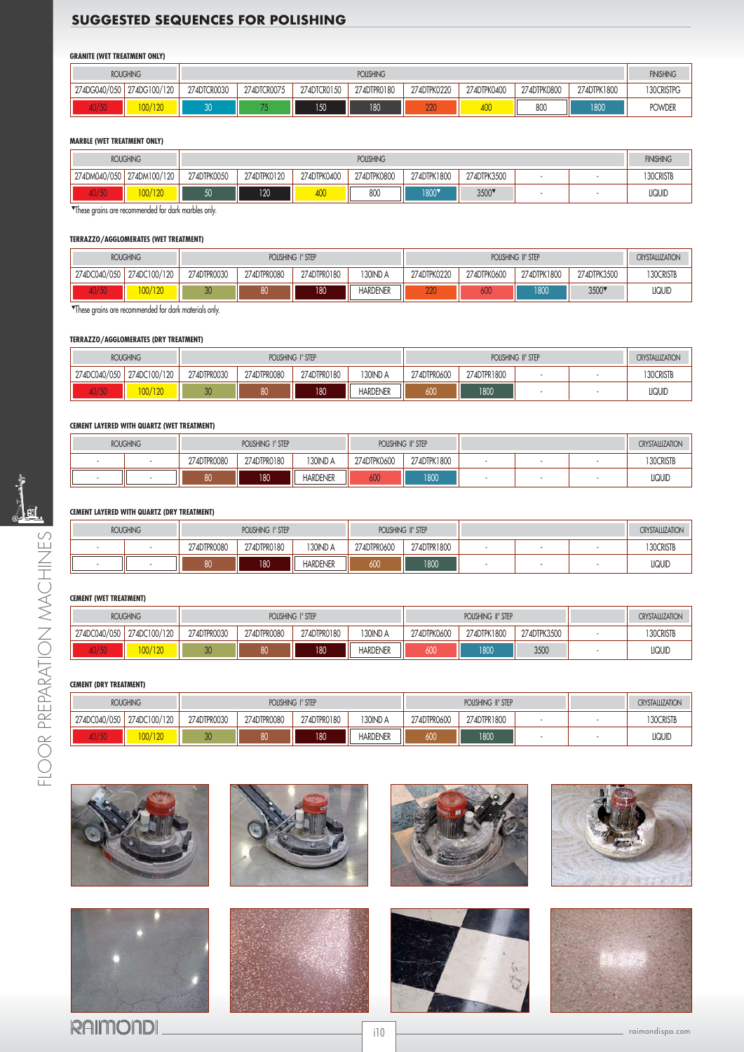## SUGGESTED SEQUENCES FOR POLISHING

### GRANITE (WET TREATMENT ONLY)

| ROUGHING | | POLISHING | | | | | | | | FINISHING |
|---|---|---|---|---|---|---|---|---|---|---|
| 274DG040/050 | 274DG100/120 | 274DTCR0030 | 274DTCR0075 | 274DTCR0150 | 274DTPR0180 | 274DTPK0220 | 274DTPK0400 | 274DTPK0800 | 274DTPK1800 | 130CRISTPG |
| 40/50 | 100/120 | 30 | 75 | 150 | 180 | 220 | 400 | 800 | 1800 | POWDER |

### MARBLE (WET TREATMENT ONLY)

| ROUGHING | | POLISHING | | | | | | | | FINISHING |
|---|---|---|---|---|---|---|---|---|---|---|
| 274DM040/050 | 274DM100/120 | 274DTPK0050 | 274DTPK0120 | 274DTPK0400 | 274DTPK0800 | 274DTPK1800 | 274DTPK3500 | - | - | 130CRISTB |
| 40/50 | 100/120 | 50 | 120 | 400 | 800 | 1800▼ | 3500▼ | - | - | LIQUID |

▼These grains are recommended for dark marbles only.

### TERRAZZO/AGGLOMERATES (WET TREATMENT)

| ROUGHING | | POLISHING I° STEP | | | | POLISHING II° STEP | | | | CRYSTALLIZATION |
|---|---|---|---|---|---|---|---|---|---|---|
| 274DC040/050 | 274DC100/120 | 274DTPR0030 | 274DTPR0080 | 274DTPR0180 | 130IND A | 274DTPK0220 | 274DTPK0600 | 274DTPK1800 | 274DTPK3500 | 130CRISTB |
| 40/50 | 100/120 | 30 | 80 | 180 | HARDENER | 220 | 600 | 1800 | 3500▼ | LIQUID |

▼These grains are recommended for dark materials only.

### TERRAZZO/AGGLOMERATES (DRY TREATMENT)

| ROUGHING | | POLISHING I° STEP | | | | POLISHING II° STEP | | | | CRYSTALLIZATION |
|---|---|---|---|---|---|---|---|---|---|---|
| 274DC040/050 | 274DC100/120 | 274DTPR0030 | 274DTPR0080 | 274DTPR0180 | 130IND A | 274DTPR0600 | 274DTPR1800 | - | - | 130CRISTB |
| 40/50 | 100/120 | 30 | 80 | 180 | HARDENER | 600 | 1800 | - | - | LIQUID |

### CEMENT LAYERED WITH QUARTZ (WET TREATMENT)

| ROUGHING | | POLISHING I° STEP | | | POLISHING II° STEP | | | | | CRYSTALLIZATION |
|---|---|---|---|---|---|---|---|---|---|---|
| - | - | 274DTPR0080 | 274DTPR0180 | 130IND A | 274DTPK0600 | 274DTPK1800 | - | - | - | 130CRISTB |
| - | - | 80 | 180 | HARDENER | 600 | 1800 | - | - | - | LIQUID |

### CEMENT LAYERED WITH QUARTZ (DRY TREATMENT)

| ROUGHING | | POLISHING I° STEP | | | POLISHING II° STEP | | | | | CRYSTALLIZATION |
|---|---|---|---|---|---|---|---|---|---|---|
| - | - | 274DTPR0080 | 274DTPR0180 | 130IND A | 274DTPR0600 | 274DTPR1800 | - | - | - | 130CRISTB |
| - | - | 80 | 180 | HARDENER | 600 | 1800 | - | - | - | LIQUID |

### CEMENT (WET TREATMENT)

| ROUGHING | | POLISHING I° STEP | | | | POLISHING II° STEP | | | | CRYSTALLIZATION |
|---|---|---|---|---|---|---|---|---|---|---|
| 274DC040/050 | 274DC100/120 | 274DTPR0030 | 274DTPR0080 | 274DTPR0180 | 130IND A | 274DTPK0600 | 274DTPK1800 | 274DTPK3500 | - | 130CRISTB |
| 40/50 | 100/120 | 30 | 80 | 180 | HARDENER | 600 | 1800 | 3500 | - | LIQUID |

### CEMENT (DRY TREATMENT)

| ROUGHING | | POLISHING I° STEP | | | | POLISHING II° STEP | | | | CRYSTALLIZATION |
|---|---|---|---|---|---|---|---|---|---|---|
| 274DC040/050 | 274DC100/120 | 274DTPR0030 | 274DTPR0080 | 274DTPR0180 | 130IND A | 274DTPR0600 | 274DTPR1800 | - | - | 130CRISTB |
| 40/50 | 100/120 | 30 | 80 | 180 | HARDENER | 600 | 1800 | - | - | LIQUID |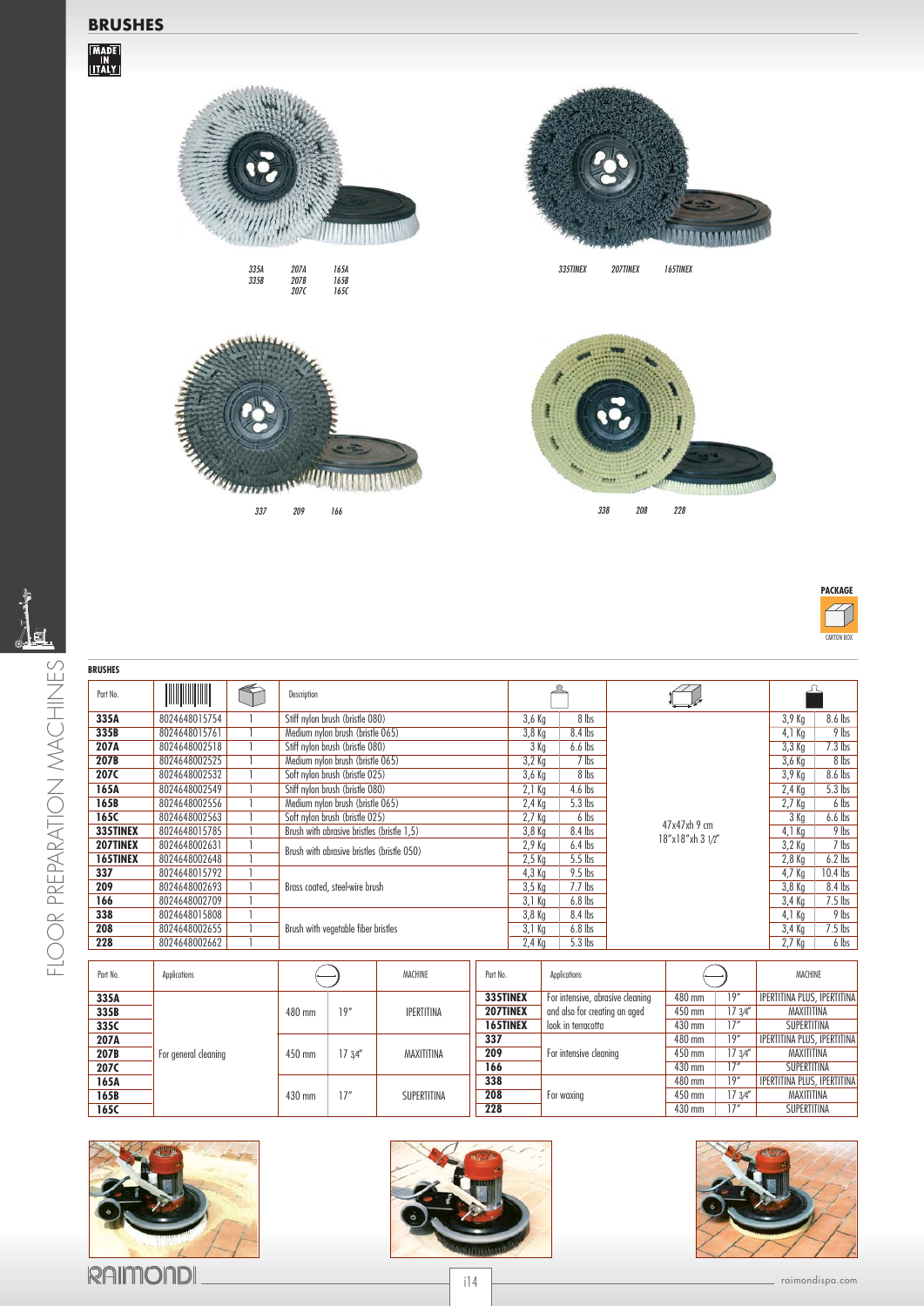# BRUSHES

MADE IN ITALY

335A 335B 207A 207B 207C 165A 165B 165C

335TINEX 207TINEX 165TINEX

337 209 166

338 208 228

PACKAGE

CARTON BOX

FLOOR PREPARATION MACHINES

**BRUSHES**

| Part No. | Barcode | Qty | Description | Net weight | | Package dimensions | Gross weight | |
|---|---|---|---|---|---|---|---|---|
| **335A** | 8024648015754 | 1 | Stiff nylon brush (bristle 080) | 3,6 Kg | 8 lbs | 47x47xh 9 cm / 18"x18"xh 3 1/2" | 3,9 Kg | 8.6 lbs |
| **335B** | 8024648015761 | 1 | Medium nylon brush (bristle 065) | 3,8 Kg | 8.4 lbs | | 4,1 Kg | 9 lbs |
| **207A** | 8024648002518 | 1 | Stiff nylon brush (bristle 080) | 3 Kg | 6.6 lbs | | 3,3 Kg | 7.3 lbs |
| **207B** | 8024648002525 | 1 | Medium nylon brush (bristle 065) | 3,2 Kg | 7 lbs | | 3,6 Kg | 8 lbs |
| **207C** | 8024648002532 | 1 | Soft nylon brush (bristle 025) | 3,6 Kg | 8 lbs | | 3,9 Kg | 8.6 lbs |
| **165A** | 8024648002549 | 1 | Stiff nylon brush (bristle 080) | 2,1 Kg | 4.6 lbs | | 2,4 Kg | 5.3 lbs |
| **165B** | 8024648002556 | 1 | Medium nylon brush (bristle 065) | 2,4 Kg | 5.3 lbs | | 2,7 Kg | 6 lbs |
| **165C** | 8024648002563 | 1 | Soft nylon brush (bristle 025) | 2,7 Kg | 6 lbs | | 3 Kg | 6.6 lbs |
| **335TINEX** | 8024648015785 | 1 | Brush with abrasive bristles (bristle 1,5) | 3,8 Kg | 8.4 lbs | | 4,1 Kg | 9 lbs |
| **207TINEX** | 8024648002631 | 1 | Brush with abrasive bristles (bristle 050) | 2,9 Kg | 6.4 lbs | | 3,2 Kg | 7 lbs |
| **165TINEX** | 8024648002648 | 1 | | 2,5 Kg | 5.5 lbs | | 2,8 Kg | 6.2 lbs |
| **337** | 8024648015792 | 1 | Brass coated, steel-wire brush | 4,3 Kg | 9.5 lbs | | 4,7 Kg | 10.4 lbs |
| **209** | 8024648002693 | 1 | | 3,5 Kg | 7.7 lbs | | 3,8 Kg | 8.4 lbs |
| **166** | 8024648002709 | 1 | | 3,1 Kg | 6.8 lbs | | 3,4 Kg | 7.5 lbs |
| **338** | 8024648015808 | 1 | Brush with vegetable fiber bristles | 3,8 Kg | 8.4 lbs | | 4,1 Kg | 9 lbs |
| **208** | 8024648002655 | 1 | | 3,1 Kg | 6.8 lbs | | 3,4 Kg | 7.5 lbs |
| **228** | 8024648002662 | 1 | | 2,4 Kg | 5.3 lbs | | 2,7 Kg | 6 lbs |

| Part No. | Applications | Diameter | | MACHINE |
|---|---|---|---|---|
| **335A** | For general cleaning | 480 mm | 19" | IPERTITINA |
| **335B** | | | | |
| **335C** | | | | |
| **207A** | | 450 mm | 17 3/4" | MAXITITINA |
| **207B** | | | | |
| **207C** | | | | |
| **165A** | | 430 mm | 17" | SUPERTITINA |
| **165B** | | | | |
| **165C** | | | | |

| Part No. | Applications | Diameter | | MACHINE |
|---|---|---|---|---|
| **335TINEX** | For intensive, abrasive cleaning and also for creating an aged look in terracotta | 480 mm | 19" | IPERTITINA PLUS, IPERTITINA |
| **207TINEX** | | 450 mm | 17 3/4" | MAXITITINA |
| **165TINEX** | | 430 mm | 17" | SUPERTITINA |
| **337** | For intensive cleaning | 480 mm | 19" | IPERTITINA PLUS, IPERTITINA |
| **209** | | 450 mm | 17 3/4" | MAXITITINA |
| **166** | | 430 mm | 17" | SUPERTITINA |
| **338** | For waxing | 480 mm | 19" | IPERTITINA PLUS, IPERTITINA |
| **208** | | 450 mm | 17 3/4" | MAXITITINA |
| **228** | | 430 mm | 17" | SUPERTITINA |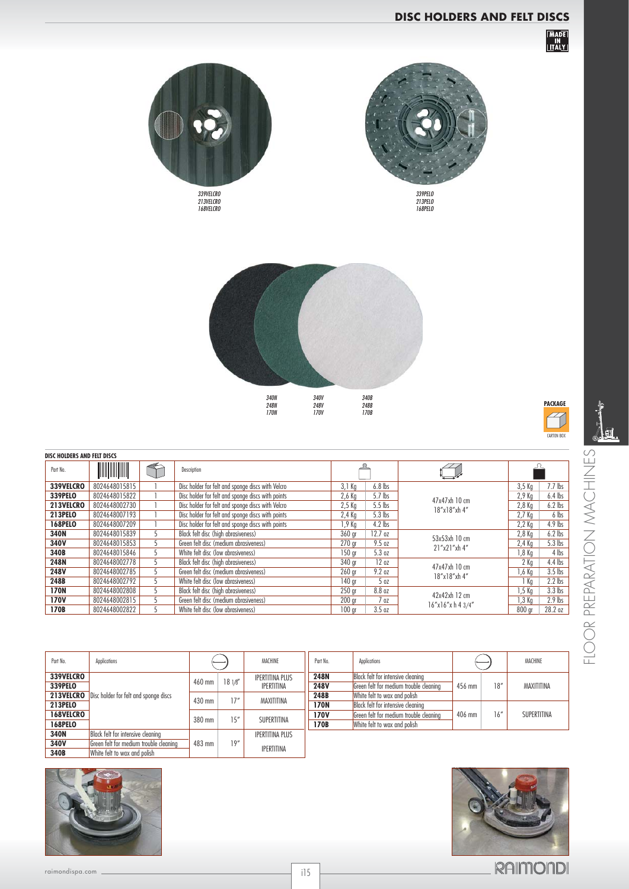# DISC HOLDERS AND FELT DISCS

MADE IN ITALY

339VELCRO
213VELCRO
168VELCRO

339PELO
213PELO
168PELO

340N
248N
170N

340V
248V
170V

340B
248B
170B

PACKAGE
CARTON BOX

### DISC HOLDERS AND FELT DISCS

| Part No. | Barcode | Qty | Description | Weight | | Package dimensions | Package weight | |
|---|---|---|---|---|---|---|---|---|
| **339VELCRO** | 8024648015815 | 1 | Disc holder for felt and sponge discs with Velcro | 3,1 Kg | 6.8 lbs | 47x47xh 10 cm 18"x18"xh 4" | 3,5 Kg | 7.7 lbs |
| **339PELO** | 8024648015822 | 1 | Disc holder for felt and sponge discs with points | 2,6 Kg | 5.7 lbs | | 2,9 Kg | 6.4 lbs |
| **213VELCRO** | 8024648002730 | 1 | Disc holder for felt and sponge discs with Velcro | 2,5 Kg | 5.5 lbs | | 2,8 Kg | 6.2 lbs |
| **213PELO** | 8024648007193 | 1 | Disc holder for felt and sponge discs with points | 2,4 Kg | 5.3 lbs | | 2,7 Kg | 6 lbs |
| **168PELO** | 8024648007209 | 1 | Disc holder for felt and sponge discs with points | 1,9 Kg | 4.2 lbs | | 2,2 Kg | 4.9 lbs |
| **340N** | 8024648015839 | 5 | Black felt disc (high abrasiveness) | 360 gr | 12.7 oz | 53x53xh 10 cm 21"x21"xh 4" | 2,8 Kg | 6.2 lbs |
| **340V** | 8024648015853 | 5 | Green felt disc (medium abrasiveness) | 270 gr | 9.5 oz | | 2,4 Kg | 5.3 lbs |
| **340B** | 8024648015846 | 5 | White felt disc (low abrasiveness) | 150 gr | 5.3 oz | | 1,8 Kg | 4 lbs |
| **248N** | 8024648002778 | 5 | Black felt disc (high abrasiveness) | 340 gr | 12 oz | 47x47xh 10 cm 18"x18"xh 4" | 2 Kg | 4.4 lbs |
| **248V** | 8024648002785 | 5 | Green felt disc (medium abrasiveness) | 260 gr | 9.2 oz | | 1,6 Kg | 3.5 lbs |
| **248B** | 8024648002792 | 5 | White felt disc (low abrasiveness) | 140 gr | 5 oz | | 1 Kg | 2.2 lbs |
| **170N** | 8024648002808 | 5 | Black felt disc (high abrasiveness) | 250 gr | 8.8 oz | 42x42xh 12 cm 16"x16"x h 4 3/4" | 1,5 Kg | 3.3 lbs |
| **170V** | 8024648002815 | 5 | Green felt disc (medium abrasiveness) | 200 gr | 7 oz | | 1,3 Kg | 2.9 lbs |
| **170B** | 8024648002822 | 5 | White felt disc (low abrasiveness) | 100 gr | 3.5 oz | | 800 gr | 28.2 oz |

| Part No. | Applications | Diameter | | MACHINE |
|---|---|---|---|---|
| **339VELCRO** | Disc holder for felt and sponge discs | 460 mm | 18 1/8" | IPERTITINA PLUS IPERTITINA |
| **339PELO** | | | | |
| **213VELCRO** | | 430 mm | 17" | MAXITITINA |
| **213PELO** | | | | |
| **168VELCRO** | | 380 mm | 15" | SUPERTITINA |
| **168PELO** | | | | |
| **340N** | Black felt for intensive cleaning | 483 mm | 19" | IPERTITINA PLUS IPERTITINA |
| **340V** | Green felt for medium trouble cleaning | | | |
| **340B** | White felt to wax and polish | | | |

| Part No. | Applications | Diameter | | MACHINE |
|---|---|---|---|---|
| **248N** | Black felt for intensive cleaning | 456 mm | 18" | MAXITITINA |
| **248V** | Green felt for medium trouble cleaning | | | |
| **248B** | White felt to wax and polish | | | |
| **170N** | Black felt for intensive cleaning | 406 mm | 16" | SUPERTITINA |
| **170V** | Green felt for medium trouble cleaning | | | |
| **170B** | White felt to wax and polish | | | |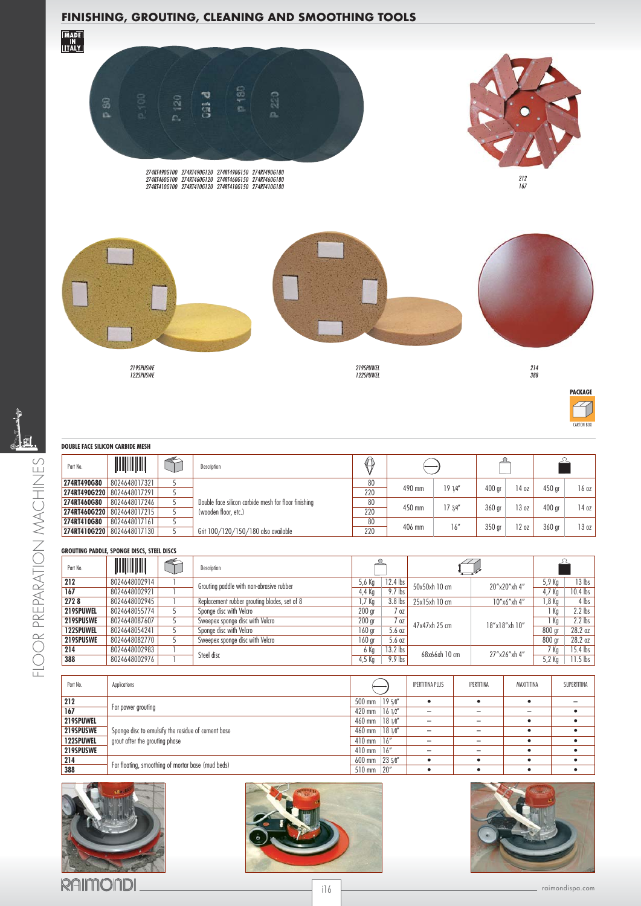# FINISHING, GROUTING, CLEANING AND SMOOTHING TOOLS

MADE IN ITALY

274RT490G100 274RT490G120 274RT490G150 274RT490G180
274RT460G100 274RT460G120 274RT460G150 274RT460G180
274RT410G100 274RT410G120 274RT410G150 274RT410G180

212
167

219SPUSWE
122SPUSWE

219SPUWEL
122SPUWEL

214
388

PACKAGE
CARTON BOX

## DOUBLE FACE SILICON CARBIDE MESH

| Part No. | Barcode | Package | Description | Grit | Diameter | | Net weight | | Gross weight | |
|---|---|---|---|---|---|---|---|---|---|---|
| 274RT490G80 | 8024648017321 | 5 | Double face silicon carbide mesh for floor finishing (wooden floor, etc.) | 80 | 490 mm | 19 1/4" | 400 gr | 14 oz | 450 gr | 16 oz |
| 274RT490G220 | 8024648017291 | 5 | | 220 | | | | | | |
| 274RT460G80 | 8024648017246 | 5 | | 80 | 450 mm | 17 3/4" | 360 gr | 13 oz | 400 gr | 14 oz |
| 274RT460G220 | 8024648017215 | 5 | | 220 | | | | | | |
| 274RT410G80 | 8024648017161 | 5 | | 80 | 406 mm | 16" | 350 gr | 12 oz | 360 gr | 13 oz |
| 274RT410G220 | 8024648017130 | 5 | Grit 100/120/150/180 also available | 220 | | | | | | |

## GROUTING PADDLE, SPONGE DISCS, STEEL DISCS

| Part No. | Barcode | Package | Description | Net weight | | Dimensions | | Gross weight | |
|---|---|---|---|---|---|---|---|---|---|
| 212 | 8024648002914 | 1 | Grouting paddle with non-abrasive rubber | 5,6 Kg | 12.4 lbs | 50x50xh 10 cm | 20"x20"xh 4" | 5,9 Kg | 13 lbs |
| 167 | 8024648002921 | 1 | | 4,4 Kg | 9.7 lbs | | | 4,7 Kg | 10.4 lbs |
| 272 8 | 8024648002945 | 1 | Replacement rubber grouting blades, set of 8 | 1,7 Kg | 3.8 lbs | 25x15xh 10 cm | 10"x6"xh 4" | 1,8 Kg | 4 lbs |
| 219SPUWEL | 8024648055774 | 5 | Sponge disc with Velcro | 200 gr | 7 oz | 47x47xh 25 cm | 18"x18"xh 10" | 1 Kg | 2.2 lbs |
| 219SPUSWE | 8024648087607 | 5 | Sweepex sponge disc with Velcro | 200 gr | 7 oz | | | 1 Kg | 2.2 lbs |
| 122SPUWEL | 8024648054241 | 5 | Sponge disc with Velcro | 160 gr | 5.6 oz | | | 800 gr | 28.2 oz |
| 219SPUSWE | 8024648082770 | 5 | Sweepex sponge disc with Velcro | 160 gr | 5.6 oz | | | 800 gr | 28.2 oz |
| 214 | 8024648002983 | 1 | Steel disc | 6 Kg | 13.2 lbs | 68x66xh 10 cm | 27"x26"xh 4" | 7 Kg | 15.4 lbs |
| 388 | 8024648002976 | 1 | | 4,5 Kg | 9.9 lbs | | | 5,2 Kg | 11.5 lbs |

| Part No. | Applications | Diameter | | IPERTITINA PLUS | IPERTITINA | MAXITITINA | SUPERTITINA |
|---|---|---|---|---|---|---|---|
| 212 | For power grouting | 500 mm | 19 5/8" | • | • | • | – |
| 167 | | 420 mm | 16 1/2" | – | – | – | • |
| 219SPUWEL | Sponge disc to emulsify the residue of cement base grout after the grouting phase | 460 mm | 18 1/8" | – | – | • | • |
| 219SPUSWE | | 460 mm | 18 1/8" | – | – | • | • |
| 122SPUWEL | | 410 mm | 16" | – | – | • | • |
| 219SPUSWE | | 410 mm | 16" | – | – | • | • |
| 214 | For floating, smoothing of mortar base (mud beds) | 600 mm | 23 5/8" | • | • | • | • |
| 388 | | 510 mm | 20" | • | • | • | • |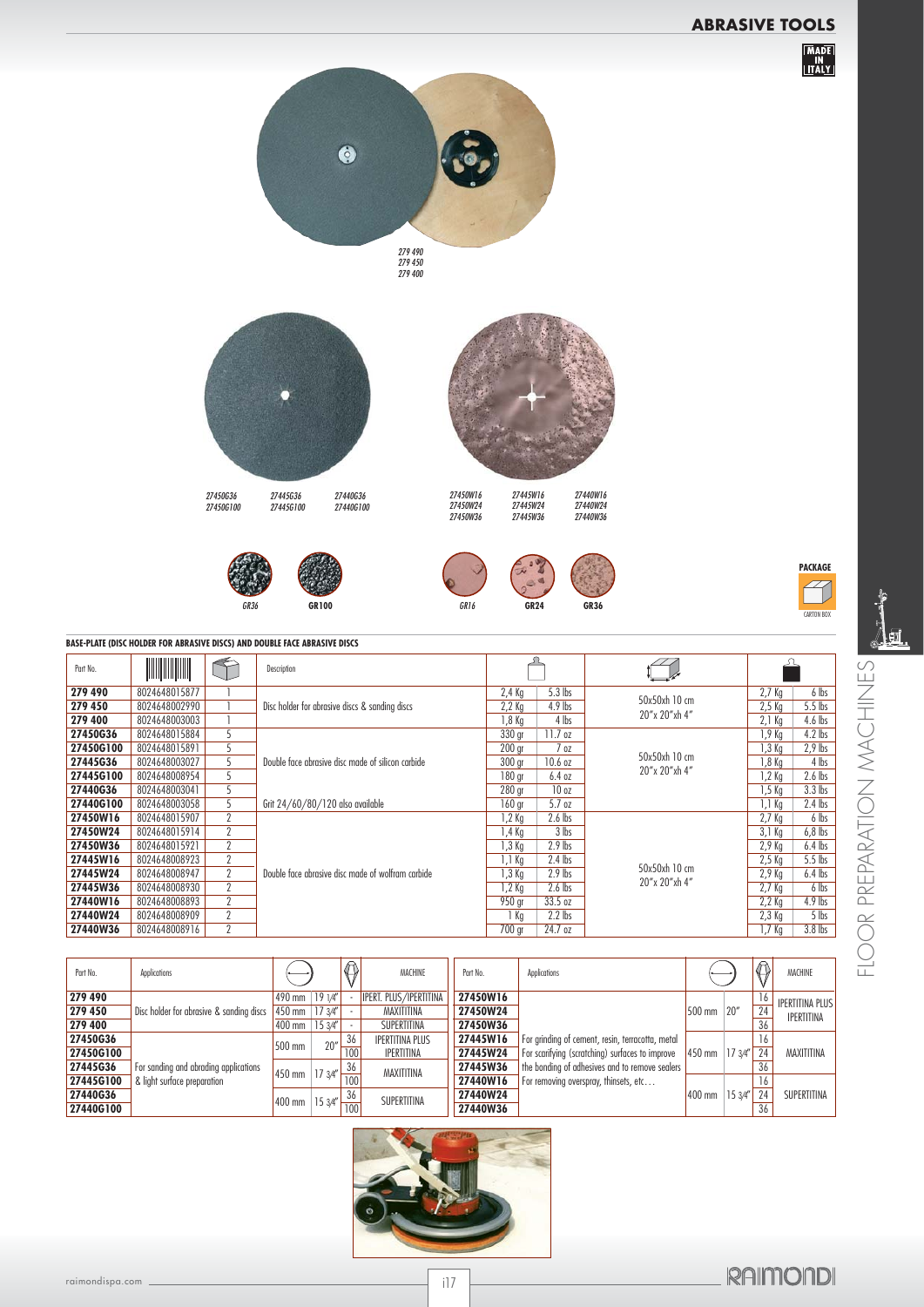# ABRASIVE TOOLS

MADE IN ITALY

*279 490*
*279 450*
*279 400*

*27450G36* *27450G100* *27445G36* *27445G100* *27440G36* *27440G100*

*27450W16* *27450W24* *27450W36* *27445W16* *27445W24* *27445W36* *27440W16* *27440W24* *27440W36*

GR36 GR100 GR16 GR24 GR36

PACKAGE
CARTON BOX

**BASE-PLATE (DISC HOLDER FOR ABRASIVE DISCS) AND DOUBLE FACE ABRASIVE DISCS**

| Part No. | Barcode | Qty | Description | Weight | | Package dimensions | Package weight | |
|---|---|---|---|---|---|---|---|---|
| **279 490** | 8024648015877 | 1 | Disc holder for abrasive discs & sanding discs | 2,4 Kg | 5.3 lbs | 50x50xh 10 cm 20"x 20"xh 4" | 2,7 Kg | 6 lbs |
| **279 450** | 8024648002990 | 1 | | 2,2 Kg | 4.9 lbs | | 2,5 Kg | 5.5 lbs |
| **279 400** | 8024648003003 | 1 | | 1,8 Kg | 4 lbs | | 2,1 Kg | 4.6 lbs |
| **27450G36** | 8024648015884 | 5 | Double face abrasive disc made of silicon carbide | 330 gr | 11.7 oz | 50x50xh 10 cm 20"x 20"xh 4" | 1,9 Kg | 4.2 lbs |
| **27450G100** | 8024648015891 | 5 | | 200 gr | 7 oz | | 1,3 Kg | 2,9 lbs |
| **27445G36** | 8024648003027 | 5 | | 300 gr | 10.6 oz | | 1,8 Kg | 4 lbs |
| **27445G100** | 8024648008954 | 5 | | 180 gr | 6.4 oz | | 1,2 Kg | 2.6 lbs |
| **27440G36** | 8024648003041 | 5 | | 280 gr | 10 oz | | 1,5 Kg | 3.3 lbs |
| **27440G100** | 8024648003058 | 5 | Grit 24/60/80/120 also available | 160 gr | 5.7 oz | | 1,1 Kg | 2.4 lbs |
| **27450W16** | 8024648015907 | 2 | Double face abrasive disc made of wolfram carbide | 1,2 Kg | 2.6 lbs | 50x50xh 10 cm 20"x 20"xh 4" | 2,7 Kg | 6 lbs |
| **27450W24** | 8024648015914 | 2 | | 1,4 Kg | 3 lbs | | 3,1 Kg | 6,8 lbs |
| **27450W36** | 8024648015921 | 2 | | 1,3 Kg | 2.9 lbs | | 2,9 Kg | 6.4 lbs |
| **27445W16** | 8024648008923 | 2 | | 1,1 Kg | 2.4 lbs | | 2,5 Kg | 5.5 lbs |
| **27445W24** | 8024648008947 | 2 | | 1,3 Kg | 2.9 lbs | | 2,9 Kg | 6.4 lbs |
| **27445W36** | 8024648008930 | 2 | | 1,2 Kg | 2.6 lbs | | 2,7 Kg | 6 lbs |
| **27440W16** | 8024648008893 | 2 | | 950 gr | 33.5 oz | | 2,2 Kg | 4.9 lbs |
| **27440W24** | 8024648008909 | 2 | | 1 Kg | 2.2 lbs | | 2,3 Kg | 5 lbs |
| **27440W36** | 8024648008916 | 2 | | 700 gr | 24.7 oz | | 1,7 Kg | 3.8 lbs |

| Part No. | Applications | Diameter | | Grit | MACHINE |
|---|---|---|---|---|---|
| **279 490** | Disc holder for abrasive & sanding discs | 490 mm | 19 1/4" | - | IPERT. PLUS/IPERTITINA |
| **279 450** | | 450 mm | 17 3/4" | - | MAXITITINA |
| **279 400** | | 400 mm | 15 3/4" | - | SUPERTITINA |
| **27450G36** | For sanding and abrading applications & light surface preparation | 500 mm | 20" | 36 | IPERTITINA PLUS IPERTITINA |
| **27450G100** | | | | 100 | |
| **27445G36** | | 450 mm | 17 3/4" | 36 | MAXITITINA |
| **27445G100** | | | | 100 | |
| **27440G36** | | 400 mm | 15 3/4" | 36 | SUPERTITINA |
| **27440G100** | | | | 100 | |

| Part No. | Applications | Diameter | | Grit | MACHINE |
|---|---|---|---|---|---|
| **27450W16** | For grinding of cement, resin, terracotta, metal For scarifying (scratching) surfaces to improve the bonding of adhesives and to remove sealers For removing overspray, thinsets, etc… | 500 mm | 20" | 16 | IPERTITINA PLUS IPERTITINA |
| **27450W24** | | | | 24 | |
| **27450W36** | | | | 36 | |
| **27445W16** | | 450 mm | 17 3/4" | 16 | MAXITITINA |
| **27445W24** | | | | 24 | |
| **27445W36** | | | | 36 | |
| **27440W16** | | 400 mm | 15 3/4" | 16 | SUPERTITINA |
| **27440W24** | | | | 24 | |
| **27440W36** | | | | 36 | |

FLOOR PREPARATION MACHINES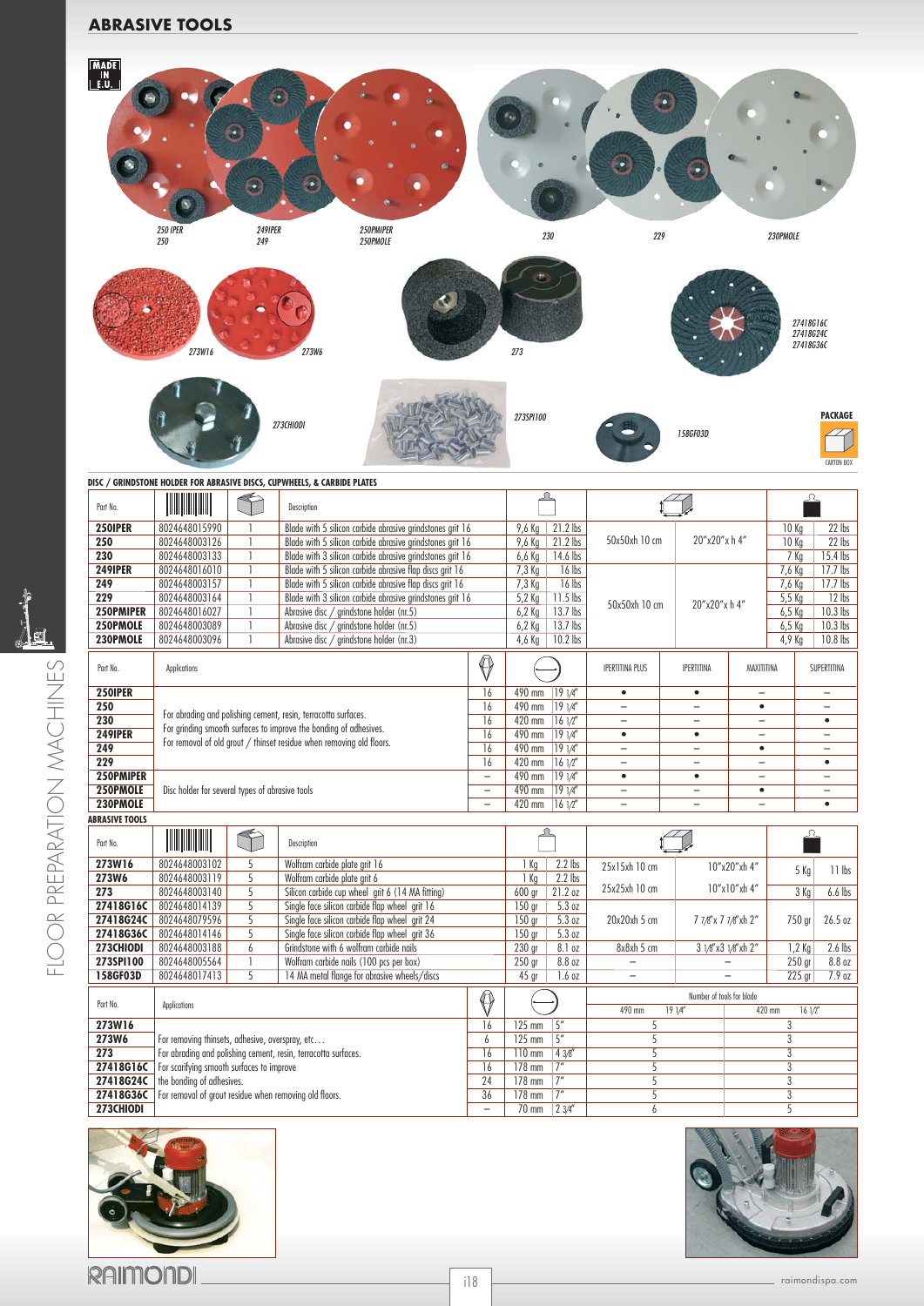# ABRASIVE TOOLS

MADE IN E.U.

250 IPER
250

249IPER
249

250PMIPER
250PMOLE

230

229

230PMOLE

273W16

273W6

273

27418G16C
27418G24C
27418G36C

273CHIODI

273SPI100

158GF03D

PACKAGE
CARTON BOX

## DISC / GRINDSTONE HOLDER FOR ABRASIVE DISCS, CUPWHEELS, & CARBIDE PLATES

| Part No. | Barcode | Pcs | Description | Weight | | Package dimensions | | Package weight | |
|---|---|---|---|---|---|---|---|---|---|
| 250IPER | 8024648015990 | 1 | Blade with 5 silicon carbide abrasive grindstones grit 16 | 9,6 Kg | 21.2 lbs | 50x50xh 10 cm | 20"x20"x h 4" | 10 Kg | 22 lbs |
| 250 | 8024648003126 | 1 | Blade with 5 silicon carbide abrasive grindstones grit 16 | 9,6 Kg | 21.2 lbs | | | 10 Kg | 22 lbs |
| 230 | 8024648003133 | 1 | Blade with 3 silicon carbide abrasive grindstones grit 16 | 6,6 Kg | 14.6 lbs | | | 7 Kg | 15.4 lbs |
| 249IPER | 8024648016010 | 1 | Blade with 5 silicon carbide abrasive flap discs grit 16 | 7,3 Kg | 16 lbs | 50x50xh 10 cm | 20"x20"x h 4" | 7,6 Kg | 17.7 lbs |
| 249 | 8024648003157 | 1 | Blade with 5 silicon carbide abrasive flap discs grit 16 | 7,3 Kg | 16 lbs | | | 7,6 Kg | 17.7 lbs |
| 229 | 8024648003164 | 1 | Blade with 3 silicon carbide abrasive grindstones grit 16 | 5,2 Kg | 11.5 lbs | | | 5,5 Kg | 12 lbs |
| 250PMIPER | 8024648016027 | 1 | Abrasive disc / grindstone holder (nr.5) | 6,2 Kg | 13.7 lbs | | | 6,5 Kg | 10.3 lbs |
| 250PMOLE | 8024648003089 | 1 | Abrasive disc / grindstone holder (nr.5) | 6,2 Kg | 13.7 lbs | | | 6,5 Kg | 10.3 lbs |
| 230PMOLE | 8024648003096 | 1 | Abrasive disc / grindstone holder (nr.3) | 4,6 Kg | 10.2 lbs | | | 4,9 Kg | 10.8 lbs |

| Part No. | Applications | Grit | Diameter | | IPERTITINA PLUS | IPERTITINA | MAXITITINA | SUPERTITINA |
|---|---|---|---|---|---|---|---|---|
| 250IPER | For abrading and polishing cement, resin, terracotta surfaces. For grinding smooth surfaces to improve the bonding of adhesives. For removal of old grout / thinset residue when removing old floors. | 16 | 490 mm | 19 1/4" | • | • | – | – |
| 250 | | 16 | 490 mm | 19 1/4" | – | – | • | – |
| 230 | | 16 | 420 mm | 16 1/2" | – | – | – | • |
| 249IPER | | 16 | 490 mm | 19 1/4" | • | • | – | – |
| 249 | | 16 | 490 mm | 19 1/4" | – | – | • | – |
| 229 | | 16 | 420 mm | 16 1/2" | – | – | – | • |
| 250PMIPER | Disc holder for several types of abrasive tools | – | 490 mm | 19 1/4" | • | • | – | – |
| 250PMOLE | | – | 490 mm | 19 1/4" | – | – | • | – |
| 230PMOLE | | – | 420 mm | 16 1/2" | – | – | – | • |

## ABRASIVE TOOLS

| Part No. | Barcode | Pcs | Description | Weight | | Package dimensions | | Package weight | |
|---|---|---|---|---|---|---|---|---|---|
| 273W16 | 8024648003102 | 5 | Wolfram carbide plate grit 16 | 1 Kg | 2.2 lbs | 25x15xh 10 cm | 10"x20"xh 4" | 5 Kg | 11 lbs |
| 273W6 | 8024648003119 | 5 | Wolfram carbide plate grit 6 | 1 Kg | 2.2 lbs | | | | |
| 273 | 8024648003140 | 5 | Silicon carbide cup wheel grit 6 (14 MA fitting) | 600 gr | 21.2 oz | 25x25xh 10 cm | 10"x10"xh 4" | 3 Kg | 6.6 lbs |
| 27418G16C | 8024648014139 | 5 | Single face silicon carbide flap wheel grit 16 | 150 gr | 5.3 oz | 20x20xh 5 cm | 7 7/8"x 7 7/8"xh 2" | 750 gr | 26.5 oz |
| 27418G24C | 8024648079596 | 5 | Single face silicon carbide flap wheel grit 24 | 150 gr | 5.3 oz | | | | |
| 27418G36C | 8024648014146 | 5 | Single face silicon carbide flap wheel grit 36 | 150 gr | 5.3 oz | | | | |
| 273CHIODI | 8024648003188 | 6 | Grindstone with 6 wolfram carbide nails | 230 gr | 8.1 oz | 8x8xh 5 cm | 3 1/8"x3 1/8"xh 2" | 1,2 Kg | 2.6 lbs |
| 273SPI100 | 8024648005564 | 1 | Wolfram carbide nails (100 pcs per box) | 250 gr | 8.8 oz | – | – | 250 gr | 8.8 oz |
| 158GF03D | 8024648017413 | 5 | 14 MA metal flange for abrasive wheels/discs | 45 gr | 1.6 oz | – | – | 225 gr | 7.9 oz |

| Part No. | Applications | Grit | Diameter | | Number of tools for blade: 490 mm 19 1/4" | Number of tools for blade: 420 mm 16 1/2" |
|---|---|---|---|---|---|---|
| 273W16 | For removing thinsets, adhesive, overspray, etc… | 16 | 125 mm | 5" | 5 | 3 |
| 273W6 | | 6 | 125 mm | 5" | 5 | 3 |
| 273 | For abrading and polishing cement, resin, terracotta surfaces. | 16 | 110 mm | 4 3/8" | 5 | 3 |
| 27418G16C | For scarifying smooth surfaces to improve the bonding of adhesives. For removal of grout residue when removing old floors. | 16 | 178 mm | 7" | 5 | 3 |
| 27418G24C | | 24 | 178 mm | 7" | 5 | 3 |
| 27418G36C | | 36 | 178 mm | 7" | 5 | 3 |
| 273CHIODI | | – | 70 mm | 2 3/4" | 6 | 5 |